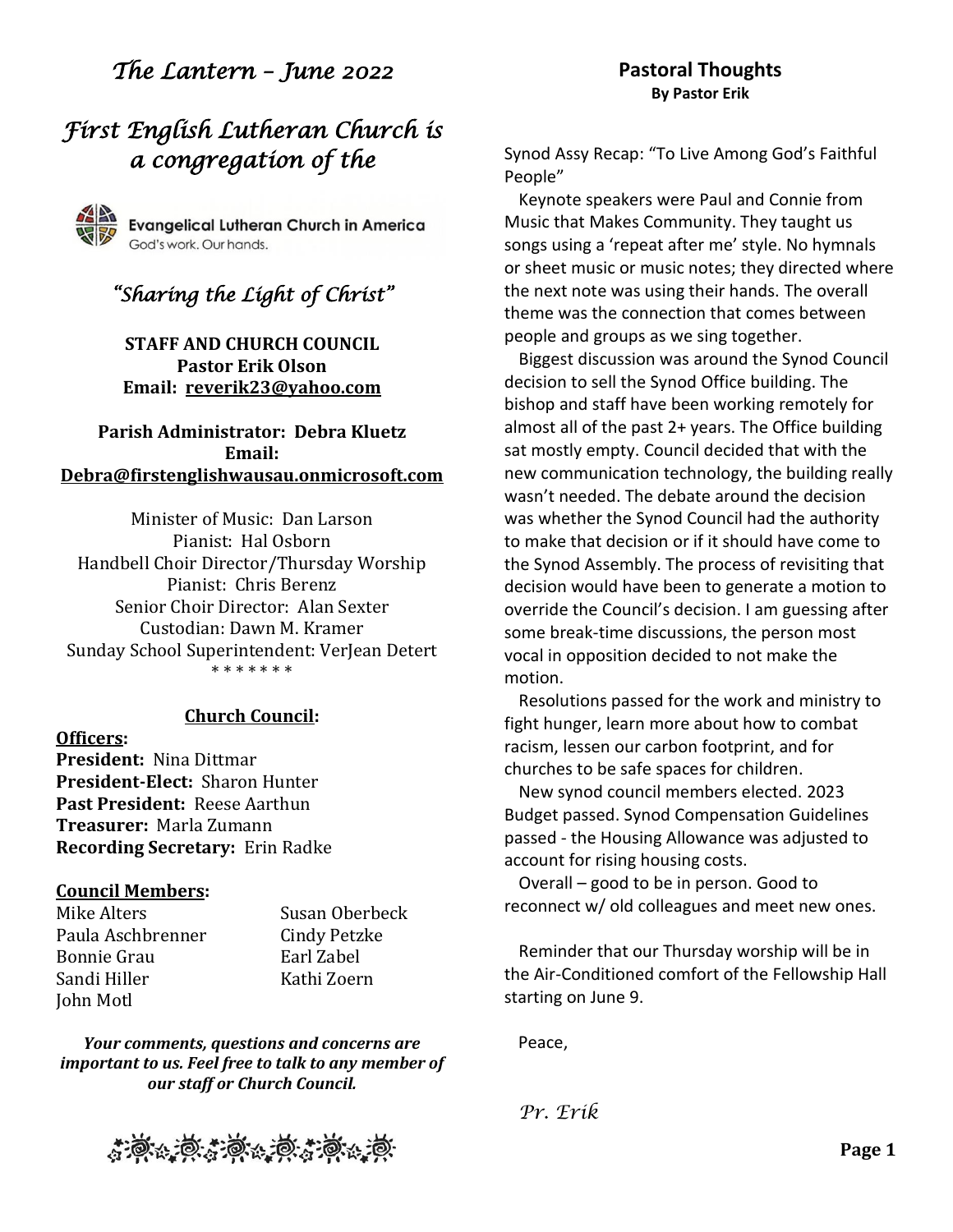# *The Lantern – June 2022*

## *First English Lutheran Church is a congregation of the*

Evangelical Lutheran Church in America
God's work. Our hands.

### *"Sharing the Light of Christ"*

**STAFF AND CHURCH COUNCIL**
**Pastor Erik Olson**
**Email: reverik23@yahoo.com**

**Parish Administrator: Debra Kluetz**
**Email:**
**Debra@firstenglishwausau.onmicrosoft.com**

Minister of Music: Dan Larson
Pianist: Hal Osborn
Handbell Choir Director/Thursday Worship
Pianist: Chris Berenz
Senior Choir Director: Alan Sexter
Custodian: Dawn M. Kramer
Sunday School Superintendent: VerJean Detert

\* \* \* \* \* \* \*

**Church Council:**

**Officers:**
**President:** Nina Dittmar
**President-Elect:** Sharon Hunter
**Past President:** Reese Aarthun
**Treasurer:** Marla Zumann
**Recording Secretary:** Erin Radke

**Council Members:**

| | |
|---|---|
| Mike Alters | Susan Oberbeck |
| Paula Aschbrenner | Cindy Petzke |
| Bonnie Grau | Earl Zabel |
| Sandi Hiller | Kathi Zoern |
| John Motl | |

***Your comments, questions and concerns are important to us. Feel free to talk to any member of our staff or Church Council.***

## Pastoral Thoughts
**By Pastor Erik**

Synod Assy Recap: "To Live Among God's Faithful People"

Keynote speakers were Paul and Connie from Music that Makes Community. They taught us songs using a 'repeat after me' style. No hymnals or sheet music or music notes; they directed where the next note was using their hands. The overall theme was the connection that comes between people and groups as we sing together.

Biggest discussion was around the Synod Council decision to sell the Synod Office building. The bishop and staff have been working remotely for almost all of the past 2+ years. The Office building sat mostly empty. Council decided that with the new communication technology, the building really wasn't needed. The debate around the decision was whether the Synod Council had the authority to make that decision or if it should have come to the Synod Assembly. The process of revisiting that decision would have been to generate a motion to override the Council's decision. I am guessing after some break-time discussions, the person most vocal in opposition decided to not make the motion.

Resolutions passed for the work and ministry to fight hunger, learn more about how to combat racism, lessen our carbon footprint, and for churches to be safe spaces for children.

New synod council members elected. 2023 Budget passed. Synod Compensation Guidelines passed - the Housing Allowance was adjusted to account for rising housing costs.

Overall – good to be in person. Good to reconnect w/ old colleagues and meet new ones.

Reminder that our Thursday worship will be in the Air-Conditioned comfort of the Fellowship Hall starting on June 9.

Peace,

*Pr. Erik*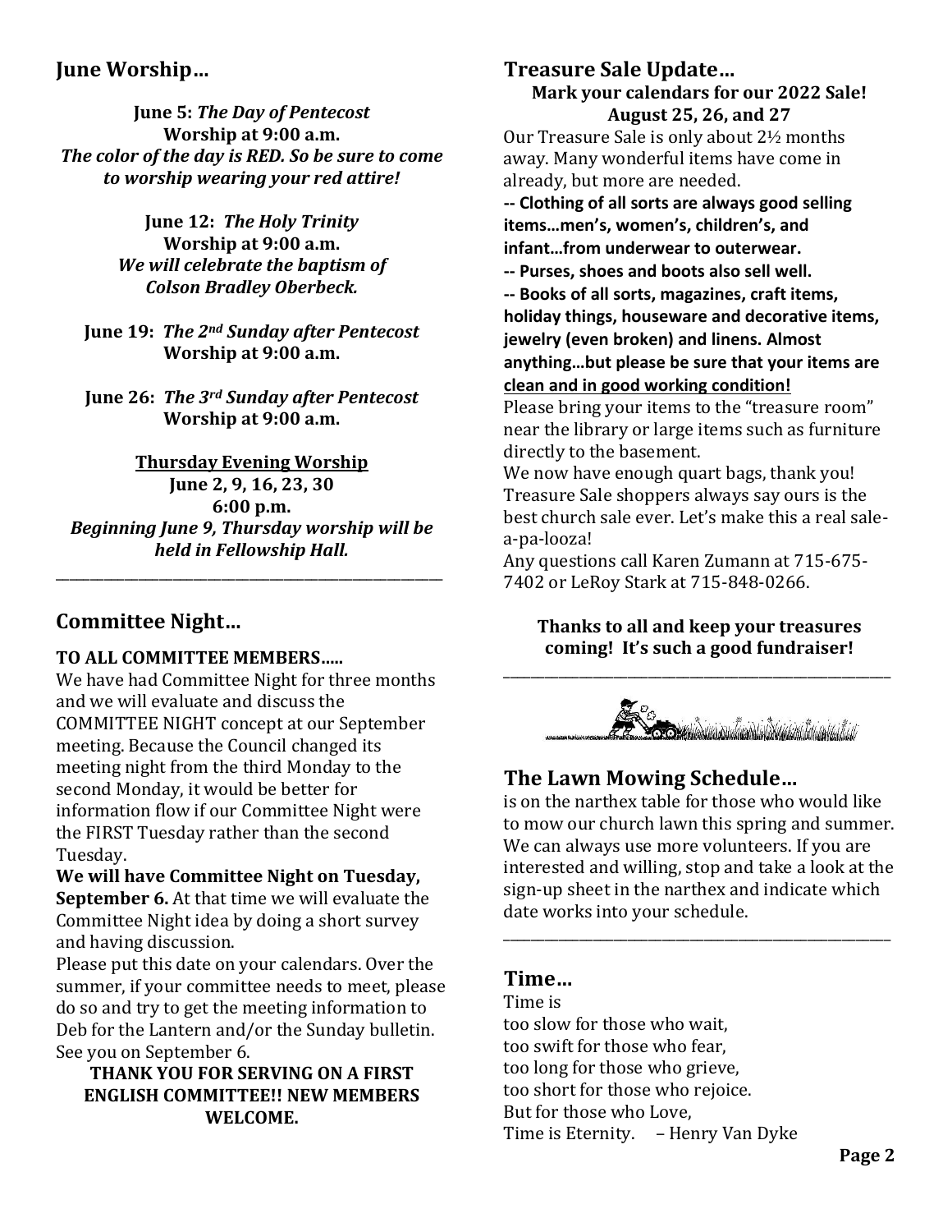## June Worship…

**June 5:** ***The Day of Pentecost***
**Worship at 9:00 a.m.**
***The color of the day is RED. So be sure to come to worship wearing your red attire!***

**June 12:** ***The Holy Trinity***
**Worship at 9:00 a.m.**
***We will celebrate the baptism of Colson Bradley Oberbeck.***

**June 19:** ***The 2nd Sunday after Pentecost***
**Worship at 9:00 a.m.**

**June 26:** ***The 3rd Sunday after Pentecost***
**Worship at 9:00 a.m.**

**Thursday Evening Worship**
**June 2, 9, 16, 23, 30**
**6:00 p.m.**
***Beginning June 9, Thursday worship will be held in Fellowship Hall.***

---

## Committee Night…

**TO ALL COMMITTEE MEMBERS…..**

We have had Committee Night for three months and we will evaluate and discuss the COMMITTEE NIGHT concept at our September meeting. Because the Council changed its meeting night from the third Monday to the second Monday, it would be better for information flow if our Committee Night were the FIRST Tuesday rather than the second Tuesday.

**We will have Committee Night on Tuesday, September 6.** At that time we will evaluate the Committee Night idea by doing a short survey and having discussion.

Please put this date on your calendars. Over the summer, if your committee needs to meet, please do so and try to get the meeting information to Deb for the Lantern and/or the Sunday bulletin. See you on September 6.

**THANK YOU FOR SERVING ON A FIRST ENGLISH COMMITTEE!! NEW MEMBERS WELCOME.**

## Treasure Sale Update…

**Mark your calendars for our 2022 Sale!**
**August 25, 26, and 27**

Our Treasure Sale is only about 2½ months away. Many wonderful items have come in already, but more are needed.

**-- Clothing of all sorts are always good selling items…men's, women's, children's, and infant…from underwear to outerwear.**

**-- Purses, shoes and boots also sell well.**

**-- Books of all sorts, magazines, craft items, holiday things, houseware and decorative items, jewelry (even broken) and linens. Almost anything…but please be sure that your items are <u>clean and in good working condition!</u>**

Please bring your items to the "treasure room" near the library or large items such as furniture directly to the basement.

We now have enough quart bags, thank you!

Treasure Sale shoppers always say ours is the best church sale ever. Let's make this a real sale-a-pa-looza!

Any questions call Karen Zumann at 715-675-7402 or LeRoy Stark at 715-848-0266.

**Thanks to all and keep your treasures coming! It's such a good fundraiser!**

---

## The Lawn Mowing Schedule…

is on the narthex table for those who would like to mow our church lawn this spring and summer. We can always use more volunteers. If you are interested and willing, stop and take a look at the sign-up sheet in the narthex and indicate which date works into your schedule.

---

## Time…

Time is
too slow for those who wait,
too swift for those who fear,
too long for those who grieve,
too short for those who rejoice.
But for those who Love,
Time is Eternity. – Henry Van Dyke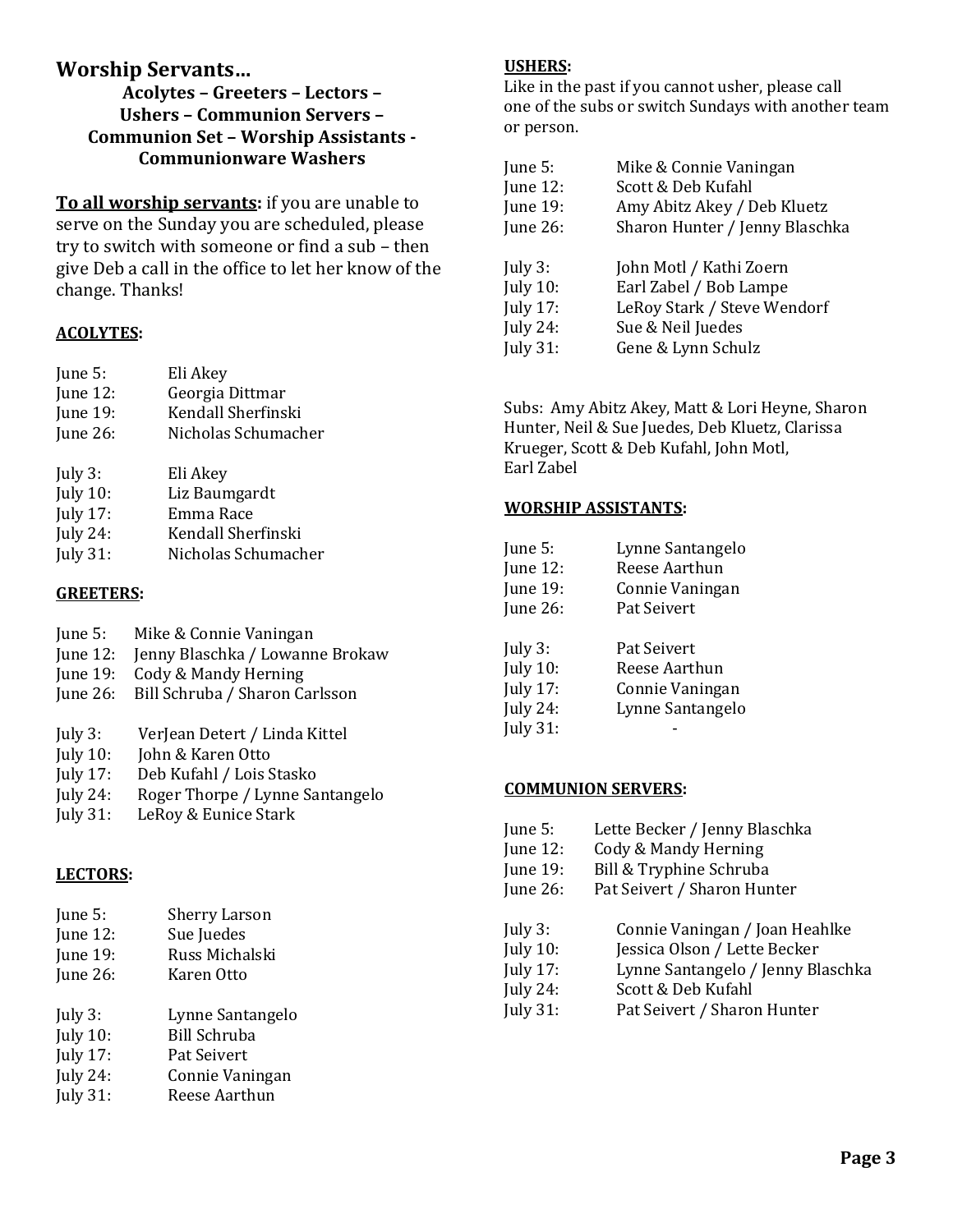## Worsip Servants…

### Acolytes – Greeters – Lectors – Ushers – Communion Servers – Communion Set – Worship Assistants - Communionware Washers

**To all worship servants:** if you are unable to serve on the Sunday you are scheduled, please try to switch with someone or find a sub – then give Deb a call in the office to let her know of the change. Thanks!

**ACOLYTES:**

June 5: Eli Akey
June 12: Georgia Dittmar
June 19: Kendall Sherfinski
June 26: Nicholas Schumacher

July 3: Eli Akey
July 10: Liz Baumgardt
July 17: Emma Race
July 24: Kendall Sherfinski
July 31: Nicholas Schumacher

**GREETERS:**

June 5: Mike & Connie Vaningan
June 12: Jenny Blaschka / Lowanne Brokaw
June 19: Cody & Mandy Herning
June 26: Bill Schruba / Sharon Carlsson

July 3: VerJean Detert / Linda Kittel
July 10: John & Karen Otto
July 17: Deb Kufahl / Lois Stasko
July 24: Roger Thorpe / Lynne Santangelo
July 31: LeRoy & Eunice Stark

**LECTORS:**

June 5: Sherry Larson
June 12: Sue Juedes
June 19: Russ Michalski
June 26: Karen Otto

July 3: Lynne Santangelo
July 10: Bill Schruba
July 17: Pat Seivert
July 24: Connie Vaningan
July 31: Reese Aarthun

**USHERS:**

Like in the past if you cannot usher, please call one of the subs or switch Sundays with another team or person.

June 5: Mike & Connie Vaningan
June 12: Scott & Deb Kufahl
June 19: Amy Abitz Akey / Deb Kluetz
June 26: Sharon Hunter / Jenny Blaschka

July 3: John Motl / Kathi Zoern
July 10: Earl Zabel / Bob Lampe
July 17: LeRoy Stark / Steve Wendorf
July 24: Sue & Neil Juedes
July 31: Gene & Lynn Schulz

Subs: Amy Abitz Akey, Matt & Lori Heyne, Sharon Hunter, Neil & Sue Juedes, Deb Kluetz, Clarissa Krueger, Scott & Deb Kufahl, John Motl, Earl Zabel

**WORSHIP ASSISTANTS:**

June 5: Lynne Santangelo
June 12: Reese Aarthun
June 19: Connie Vaningan
June 26: Pat Seivert

July 3: Pat Seivert
July 10: Reese Aarthun
July 17: Connie Vaningan
July 24: Lynne Santangelo
July 31: -

**COMMUNION SERVERS:**

June 5: Lette Becker / Jenny Blaschka
June 12: Cody & Mandy Herning
June 19: Bill & Tryphine Schruba
June 26: Pat Seivert / Sharon Hunter

July 3: Connie Vaningan / Joan Heahlke
July 10: Jessica Olson / Lette Becker
July 17: Lynne Santangelo / Jenny Blaschka
July 24: Scott & Deb Kufahl
July 31: Pat Seivert / Sharon Hunter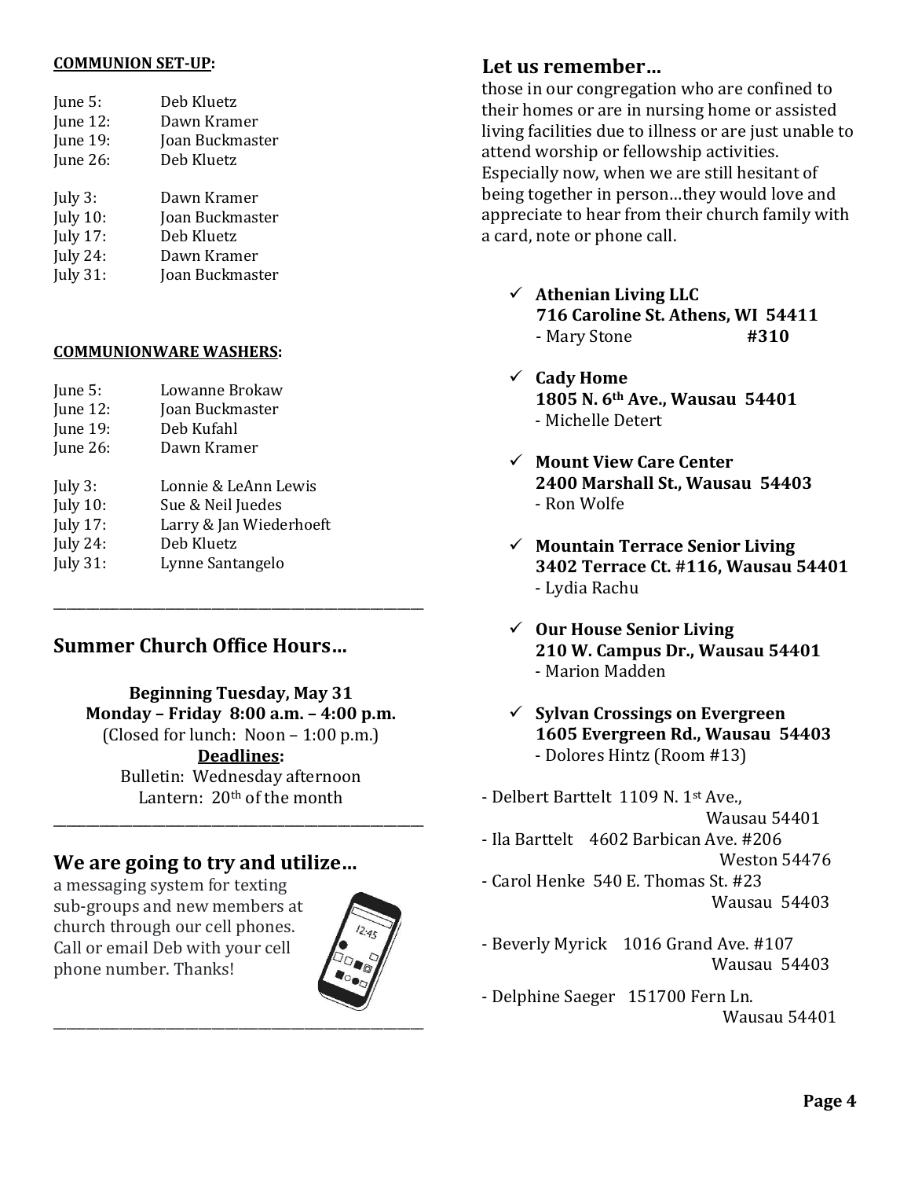**COMMUNION SET-UP:**

June 5: Deb Kluetz
June 12: Dawn Kramer
June 19: Joan Buckmaster
June 26: Deb Kluetz

July 3: Dawn Kramer
July 10: Joan Buckmaster
July 17: Deb Kluetz
July 24: Dawn Kramer
July 31: Joan Buckmaster

**COMMUNIONWARE WASHERS:**

June 5: Lowanne Brokaw
June 12: Joan Buckmaster
June 19: Deb Kufahl
June 26: Dawn Kramer

July 3: Lonnie & LeAnn Lewis
July 10: Sue & Neil Juedes
July 17: Larry & Jan Wiederhoeft
July 24: Deb Kluetz
July 31: Lynne Santangelo

---

## Summer Church Office Hours…

**Beginning Tuesday, May 31**
**Monday – Friday 8:00 a.m. – 4:00 p.m.**
(Closed for lunch: Noon – 1:00 p.m.)
**Deadlines:**
Bulletin: Wednesday afternoon
Lantern: 20th of the month

---

## We are going to try and utilize…

a messaging system for texting sub-groups and new members at church through our cell phones. Call or email Deb with your cell phone number. Thanks!

---

## Let us remember…

those in our congregation who are confined to their homes or are in nursing home or assisted living facilities due to illness or are just unable to attend worship or fellowship activities. Especially now, when we are still hesitant of being together in person…they would love and appreciate to hear from their church family with a card, note or phone call.

- **Athenian Living LLC**
  **716 Caroline St. Athens, WI 54411**
  - Mary Stone **#310**
- **Cady Home**
  **1805 N. 6th Ave., Wausau 54401**
  - Michelle Detert
- **Mount View Care Center**
  **2400 Marshall St., Wausau 54403**
  - Ron Wolfe
- **Mountain Terrace Senior Living**
  **3402 Terrace Ct. #116, Wausau 54401**
  - Lydia Rachu
- **Our House Senior Living**
  **210 W. Campus Dr., Wausau 54401**
  - Marion Madden
- **Sylvan Crossings on Evergreen**
  **1605 Evergreen Rd., Wausau 54403**
  - Dolores Hintz (Room #13)

- Delbert Barttelt 1109 N. 1st Ave., Wausau 54401
- Ila Barttelt 4602 Barbican Ave. #206 Weston 54476
- Carol Henke 540 E. Thomas St. #23 Wausau 54403
- Beverly Myrick 1016 Grand Ave. #107 Wausau 54403
- Delphine Saeger 151700 Fern Ln. Wausau 54401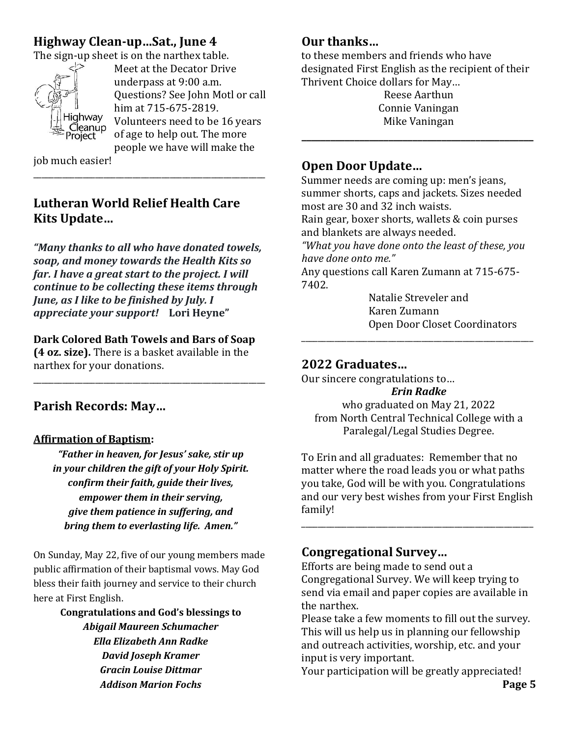## Highway Clean-up…Sat., June 4

The sign-up sheet is on the narthex table.

Meet at the Decator Drive underpass at 9:00 a.m. Questions? See John Motl or call him at 715-675-2819. Volunteers need to be 16 years of age to help out. The more people we have will make the job much easier!

---

## Lutheran World Relief Health Care Kits Update…

***"Many thanks to all who have donated towels, soap, and money towards the Health Kits so far. I have a great start to the project. I will continue to be collecting these items through June, as I like to be finished by July. I appreciate your support!*** **Lori Heyne"**

**Dark Colored Bath Towels and Bars of Soap (4 oz. size).** There is a basket available in the narthex for your donations.

---

## Parish Records: May…

**Affirmation of Baptism:**

***"Father in heaven, for Jesus' sake, stir up in your children the gift of your Holy Spirit. confirm their faith, guide their lives, empower them in their serving, give them patience in suffering, and bring them to everlasting life. Amen."***

On Sunday, May 22, five of our young members made public affirmation of their baptismal vows. May God bless their faith journey and service to their church here at First English.

**Congratulations and God's blessings to**

***Abigail Maureen Schumacher***
***Ella Elizabeth Ann Radke***
***David Joseph Kramer***
***Gracin Louise Dittmar***
***Addison Marion Fochs***

## Our thanks…

to these members and friends who have designated First English as the recipient of their Thrivent Choice dollars for May…

Reese Aarthun
Connie Vaningan
Mike Vaningan

---

## Open Door Update…

Summer needs are coming up: men's jeans, summer shorts, caps and jackets. Sizes needed most are 30 and 32 inch waists.

Rain gear, boxer shorts, wallets & coin purses and blankets are always needed.

*"What you have done onto the least of these, you have done onto me."*

Any questions call Karen Zumann at 715-675-7402.

Natalie Streveler and
Karen Zumann
Open Door Closet Coordinators

---

## 2022 Graduates…

Our sincere congratulations to…

***Erin Radke***

who graduated on May 21, 2022 from North Central Technical College with a Paralegal/Legal Studies Degree.

To Erin and all graduates: Remember that no matter where the road leads you or what paths you take, God will be with you. Congratulations and our very best wishes from your First English family!

---

## Congregational Survey…

Efforts are being made to send out a Congregational Survey. We will keep trying to send via email and paper copies are available in the narthex.

Please take a few moments to fill out the survey. This will us help us in planning our fellowship and outreach activities, worship, etc. and your input is very important.

Your participation will be greatly appreciated!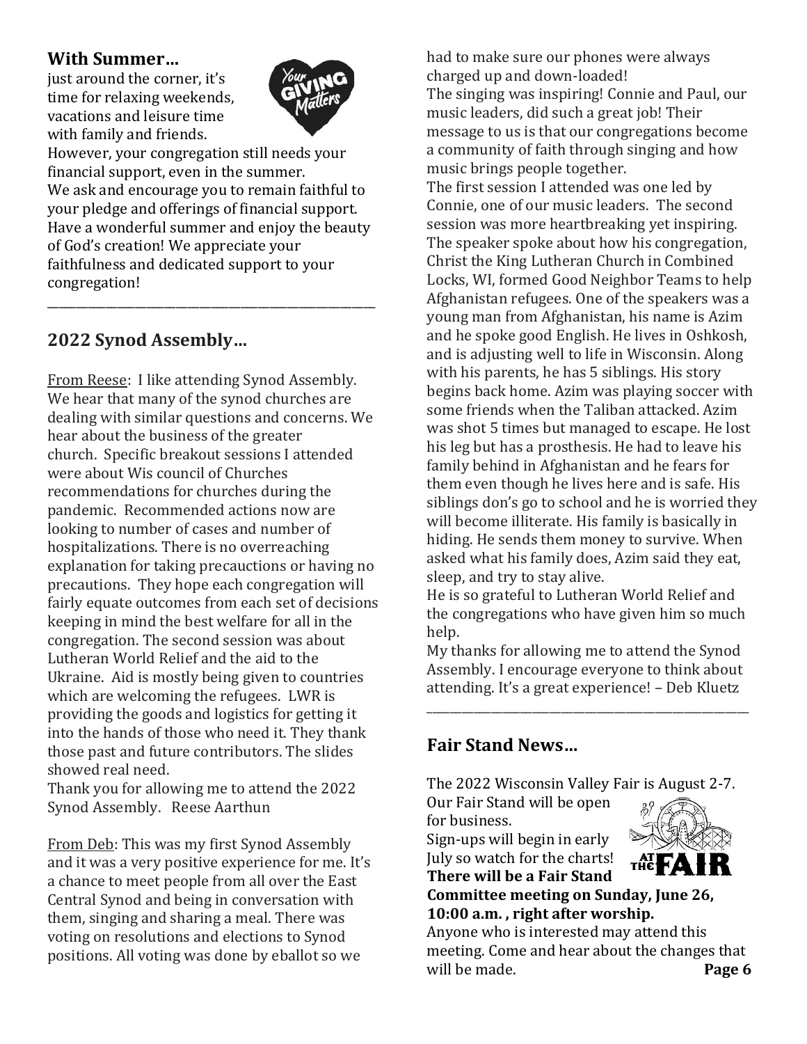## With Summer…

just around the corner, it's time for relaxing weekends, vacations and leisure time with family and friends. However, your congregation still needs your financial support, even in the summer. We ask and encourage you to remain faithful to your pledge and offerings of financial support. Have a wonderful summer and enjoy the beauty of God's creation! We appreciate your faithfulness and dedicated support to your congregation!

---

## 2022 Synod Assembly…

From Reese: I like attending Synod Assembly. We hear that many of the synod churches are dealing with similar questions and concerns. We hear about the business of the greater church. Specific breakout sessions I attended were about Wis council of Churches recommendations for churches during the pandemic. Recommended actions now are looking to number of cases and number of hospitalizations. There is no overreaching explanation for taking precauctions or having no precautions. They hope each congregation will fairly equate outcomes from each set of decisions keeping in mind the best welfare for all in the congregation. The second session was about Lutheran World Relief and the aid to the Ukraine. Aid is mostly being given to countries which are welcoming the refugees. LWR is providing the goods and logistics for getting it into the hands of those who need it. They thank those past and future contributors. The slides showed real need.

Thank you for allowing me to attend the 2022 Synod Assembly. Reese Aarthun

From Deb: This was my first Synod Assembly and it was a very positive experience for me. It's a chance to meet people from all over the East Central Synod and being in conversation with them, singing and sharing a meal. There was voting on resolutions and elections to Synod positions. All voting was done by eballot so we had to make sure our phones were always charged up and down-loaded!

The singing was inspiring! Connie and Paul, our music leaders, did such a great job! Their message to us is that our congregations become a community of faith through singing and how music brings people together.

The first session I attended was one led by Connie, one of our music leaders. The second session was more heartbreaking yet inspiring. The speaker spoke about how his congregation, Christ the King Lutheran Church in Combined Locks, WI, formed Good Neighbor Teams to help Afghanistan refugees. One of the speakers was a young man from Afghanistan, his name is Azim and he spoke good English. He lives in Oshkosh, and is adjusting well to life in Wisconsin. Along with his parents, he has 5 siblings. His story begins back home. Azim was playing soccer with some friends when the Taliban attacked. Azim was shot 5 times but managed to escape. He lost his leg but has a prosthesis. He had to leave his family behind in Afghanistan and he fears for them even though he lives here and is safe. His siblings don's go to school and he is worried they will become illiterate. His family is basically in hiding. He sends them money to survive. When asked what his family does, Azim said they eat, sleep, and try to stay alive.

He is so grateful to Lutheran World Relief and the congregations who have given him so much help.

My thanks for allowing me to attend the Synod Assembly. I encourage everyone to think about attending. It's a great experience! – Deb Kluetz

---

## Fair Stand News…

The 2022 Wisconsin Valley Fair is August 2-7. Our Fair Stand will be open for business.

Sign-ups will begin in early July so watch for the charts!

**There will be a Fair Stand Committee meeting on Sunday, June 26, 10:00 a.m. , right after worship.**

Anyone who is interested may attend this meeting. Come and hear about the changes that will be made.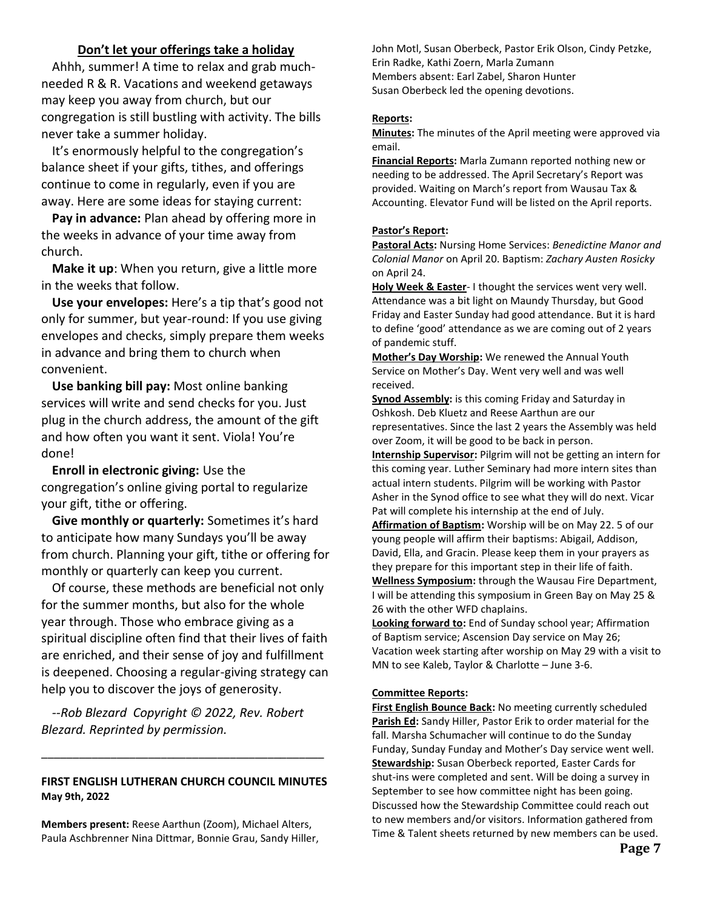## Don't let your offerings take a holiday

Ahhh, summer! A time to relax and grab much-needed R & R. Vacations and weekend getaways may keep you away from church, but our congregation is still bustling with activity. The bills never take a summer holiday.

It's enormously helpful to the congregation's balance sheet if your gifts, tithes, and offerings continue to come in regularly, even if you are away. Here are some ideas for staying current:

**Pay in advance:** Plan ahead by offering more in the weeks in advance of your time away from church.

**Make it up**: When you return, give a little more in the weeks that follow.

**Use your envelopes:** Here's a tip that's good not only for summer, but year-round: If you use giving envelopes and checks, simply prepare them weeks in advance and bring them to church when convenient.

**Use banking bill pay:** Most online banking services will write and send checks for you. Just plug in the church address, the amount of the gift and how often you want it sent. Viola! You're done!

**Enroll in electronic giving:** Use the congregation's online giving portal to regularize your gift, tithe or offering.

**Give monthly or quarterly:** Sometimes it's hard to anticipate how many Sundays you'll be away from church. Planning your gift, tithe or offering for monthly or quarterly can keep you current.

Of course, these methods are beneficial not only for the summer months, but also for the whole year through. Those who embrace giving as a spiritual discipline often find that their lives of faith are enriched, and their sense of joy and fulfillment is deepened. Choosing a regular-giving strategy can help you to discover the joys of generosity.

*--Rob Blezard Copyright © 2022, Rev. Robert Blezard. Reprinted by permission.*

---

**FIRST ENGLISH LUTHERAN CHURCH COUNCIL MINUTES**
**May 9th, 2022**

**Members present:** Reese Aarthun (Zoom), Michael Alters, Paula Aschbrenner Nina Dittmar, Bonnie Grau, Sandy Hiller, John Motl, Susan Oberbeck, Pastor Erik Olson, Cindy Petzke, Erin Radke, Kathi Zoern, Marla Zumann
Members absent: Earl Zabel, Sharon Hunter
Susan Oberbeck led the opening devotions.

**Reports:**

**Minutes:** The minutes of the April meeting were approved via email.

**Financial Reports:** Marla Zumann reported nothing new or needing to be addressed. The April Secretary's Report was provided. Waiting on March's report from Wausau Tax & Accounting. Elevator Fund will be listed on the April reports.

**Pastor's Report:**

**Pastoral Acts:** Nursing Home Services: *Benedictine Manor and Colonial Manor* on April 20. Baptism: *Zachary Austen Rosicky* on April 24.

**Holy Week & Easter**- I thought the services went very well. Attendance was a bit light on Maundy Thursday, but Good Friday and Easter Sunday had good attendance. But it is hard to define 'good' attendance as we are coming out of 2 years of pandemic stuff.

**Mother's Day Worship:** We renewed the Annual Youth Service on Mother's Day. Went very well and was well received.

**Synod Assembly:** is this coming Friday and Saturday in Oshkosh. Deb Kluetz and Reese Aarthun are our representatives. Since the last 2 years the Assembly was held over Zoom, it will be good to be back in person.

**Internship Supervisor:** Pilgrim will not be getting an intern for this coming year. Luther Seminary had more intern sites than actual intern students. Pilgrim will be working with Pastor Asher in the Synod office to see what they will do next. Vicar Pat will complete his internship at the end of July.

**Affirmation of Baptism:** Worship will be on May 22. 5 of our young people will affirm their baptisms: Abigail, Addison, David, Ella, and Gracin. Please keep them in your prayers as they prepare for this important step in their life of faith.

**Wellness Symposium:** through the Wausau Fire Department, I will be attending this symposium in Green Bay on May 25 & 26 with the other WFD chaplains.

**Looking forward to:** End of Sunday school year; Affirmation of Baptism service; Ascension Day service on May 26; Vacation week starting after worship on May 29 with a visit to MN to see Kaleb, Taylor & Charlotte – June 3-6.

**Committee Reports:**

**First English Bounce Back:** No meeting currently scheduled

**Parish Ed:** Sandy Hiller, Pastor Erik to order material for the fall. Marsha Schumacher will continue to do the Sunday Funday, Sunday Funday and Mother's Day service went well.

**Stewardship:** Susan Oberbeck reported, Easter Cards for shut-ins were completed and sent. Will be doing a survey in September to see how committee night has been going. Discussed how the Stewardship Committee could reach out to new members and/or visitors. Information gathered from Time & Talent sheets returned by new members can be used.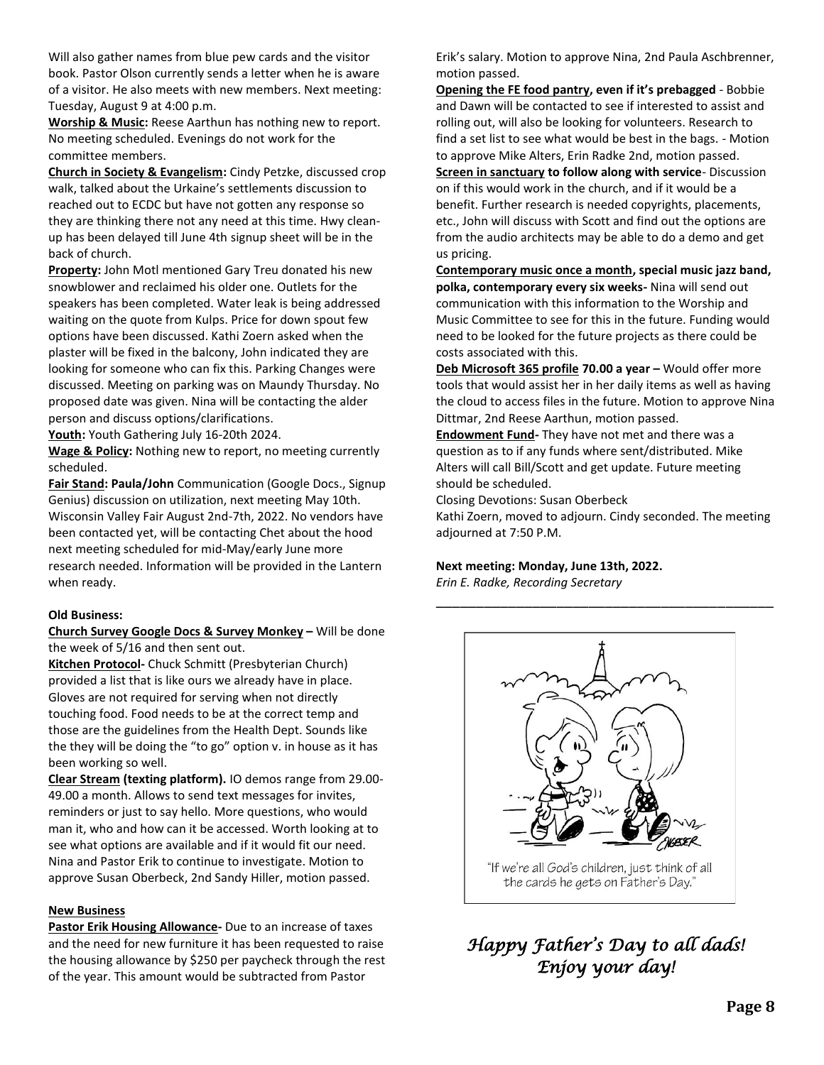Will also gather names from blue pew cards and the visitor book. Pastor Olson currently sends a letter when he is aware of a visitor. He also meets with new members. Next meeting: Tuesday, August 9 at 4:00 p.m.

**Worship & Music:** Reese Aarthun has nothing new to report. No meeting scheduled. Evenings do not work for the committee members.

**Church in Society & Evangelism:** Cindy Petzke, discussed crop walk, talked about the Urkaine's settlements discussion to reached out to ECDC but have not gotten any response so they are thinking there not any need at this time. Hwy clean-up has been delayed till June 4th signup sheet will be in the back of church.

**Property:** John Motl mentioned Gary Treu donated his new snowblower and reclaimed his older one. Outlets for the speakers has been completed. Water leak is being addressed waiting on the quote from Kulps. Price for down spout few options have been discussed. Kathi Zoern asked when the plaster will be fixed in the balcony, John indicated they are looking for someone who can fix this. Parking Changes were discussed. Meeting on parking was on Maundy Thursday. No proposed date was given. Nina will be contacting the alder person and discuss options/clarifications.

**Youth:** Youth Gathering July 16-20th 2024.

**Wage & Policy:** Nothing new to report, no meeting currently scheduled.

**Fair Stand: Paula/John** Communication (Google Docs., Signup Genius) discussion on utilization, next meeting May 10th. Wisconsin Valley Fair August 2nd-7th, 2022. No vendors have been contacted yet, will be contacting Chet about the hood next meeting scheduled for mid-May/early June more research needed. Information will be provided in the Lantern when ready.

**Old Business:**

**Church Survey Google Docs & Survey Monkey –** Will be done the week of 5/16 and then sent out.

**Kitchen Protocol-** Chuck Schmitt (Presbyterian Church) provided a list that is like ours we already have in place. Gloves are not required for serving when not directly touching food. Food needs to be at the correct temp and those are the guidelines from the Health Dept. Sounds like the they will be doing the "to go" option v. in house as it has been working so well.

**Clear Stream (texting platform).** IO demos range from 29.00-49.00 a month. Allows to send text messages for invites, reminders or just to say hello. More questions, who would man it, who and how can it be accessed. Worth looking at to see what options are available and if it would fit our need. Nina and Pastor Erik to continue to investigate. Motion to approve Susan Oberbeck, 2nd Sandy Hiller, motion passed.

**New Business**

**Pastor Erik Housing Allowance-** Due to an increase of taxes and the need for new furniture it has been requested to raise the housing allowance by $250 per paycheck through the rest of the year. This amount would be subtracted from Pastor Erik's salary. Motion to approve Nina, 2nd Paula Aschbrenner, motion passed.

**Opening the FE food pantry, even if it's prebagged** - Bobbie and Dawn will be contacted to see if interested to assist and rolling out, will also be looking for volunteers. Research to find a set list to see what would be best in the bags. - Motion to approve Mike Alters, Erin Radke 2nd, motion passed.

**Screen in sanctuary to follow along with service**- Discussion on if this would work in the church, and if it would be a benefit. Further research is needed copyrights, placements, etc., John will discuss with Scott and find out the options are from the audio architects may be able to do a demo and get us pricing.

**Contemporary music once a month, special music jazz band, polka, contemporary every six weeks-** Nina will send out communication with this information to the Worship and Music Committee to see for this in the future. Funding would need to be looked for the future projects as there could be costs associated with this.

**Deb Microsoft 365 profile 70.00 a year –** Would offer more tools that would assist her in her daily items as well as having the cloud to access files in the future. Motion to approve Nina Dittmar, 2nd Reese Aarthun, motion passed.

**Endowment Fund-** They have not met and there was a question as to if any funds where sent/distributed. Mike Alters will call Bill/Scott and get update. Future meeting should be scheduled.

Closing Devotions: Susan Oberbeck

Kathi Zoern, moved to adjourn. Cindy seconded. The meeting adjourned at 7:50 P.M.

**Next meeting: Monday, June 13th, 2022.**

*Erin E. Radke, Recording Secretary*

---

"If we're all God's children, just think of all the cards he gets on Father's Day."

*Happy Father's Day to all dads! Enjoy your day!*